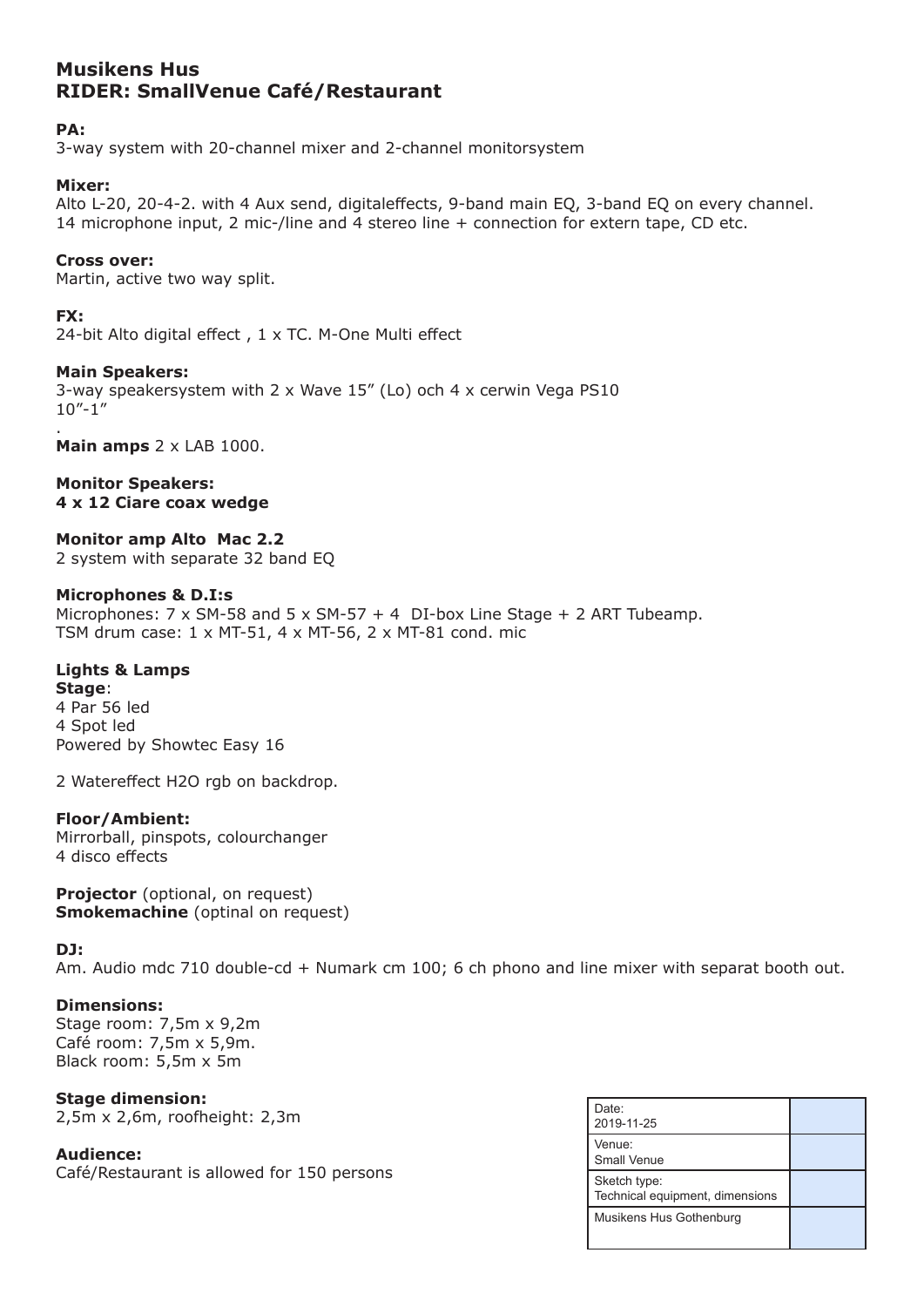# Musikens Hus
# RIDER: SmallVenue Café/Restaurant

**PA:**
3-way system with 20-channel mixer and 2-channel monitorsystem

**Mixer:**
Alto L-20, 20-4-2. with 4 Aux send, digitaleffects, 9-band main EQ, 3-band EQ on every channel.
14 microphone input, 2 mic-/line and 4 stereo line + connection for extern tape, CD etc.

**Cross over:**
Martin, active two way split.

**FX:**
24-bit Alto digital effect , 1 x TC. M-One Multi effect

**Main Speakers:**
3-way speakersystem with 2 x Wave 15” (Lo) och 4 x cerwin Vega PS10
10”-1”
.
**Main amps** 2 x LAB 1000.

**Monitor Speakers:**
**4 x 12 Ciare coax wedge**

**Monitor amp Alto Mac 2.2**
2 system with separate 32 band EQ

**Microphones & D.I:s**
Microphones: 7 x SM-58 and 5 x SM-57 + 4 DI-box Line Stage + 2 ART Tubeamp.
TSM drum case: 1 x MT-51, 4 x MT-56, 2 x MT-81 cond. mic

**Lights & Lamps**
**Stage**:
4 Par 56 led
4 Spot led
Powered by Showtec Easy 16

2 Watereffect H2O rgb on backdrop.

**Floor/Ambient:**
Mirrorball, pinspots, colourchanger
4 disco effects

**Projector** (optional, on request)
**Smokemachine** (optinal on request)

**DJ:**
Am. Audio mdc 710 double-cd + Numark cm 100; 6 ch phono and line mixer with separat booth out.

**Dimensions:**
Stage room: 7,5m x 9,2m
Café room: 7,5m x 5,9m.
Black room: 5,5m x 5m

**Stage dimension:**
2,5m x 2,6m, roofheight: 2,3m

**Audience:**
Café/Restaurant is allowed for 150 persons

| | |
|---|---|
| Date: 2019-11-25 | |
| Venue: Small Venue | |
| Sketch type: Technical equipment, dimensions | |
| Musikens Hus Gothenburg | |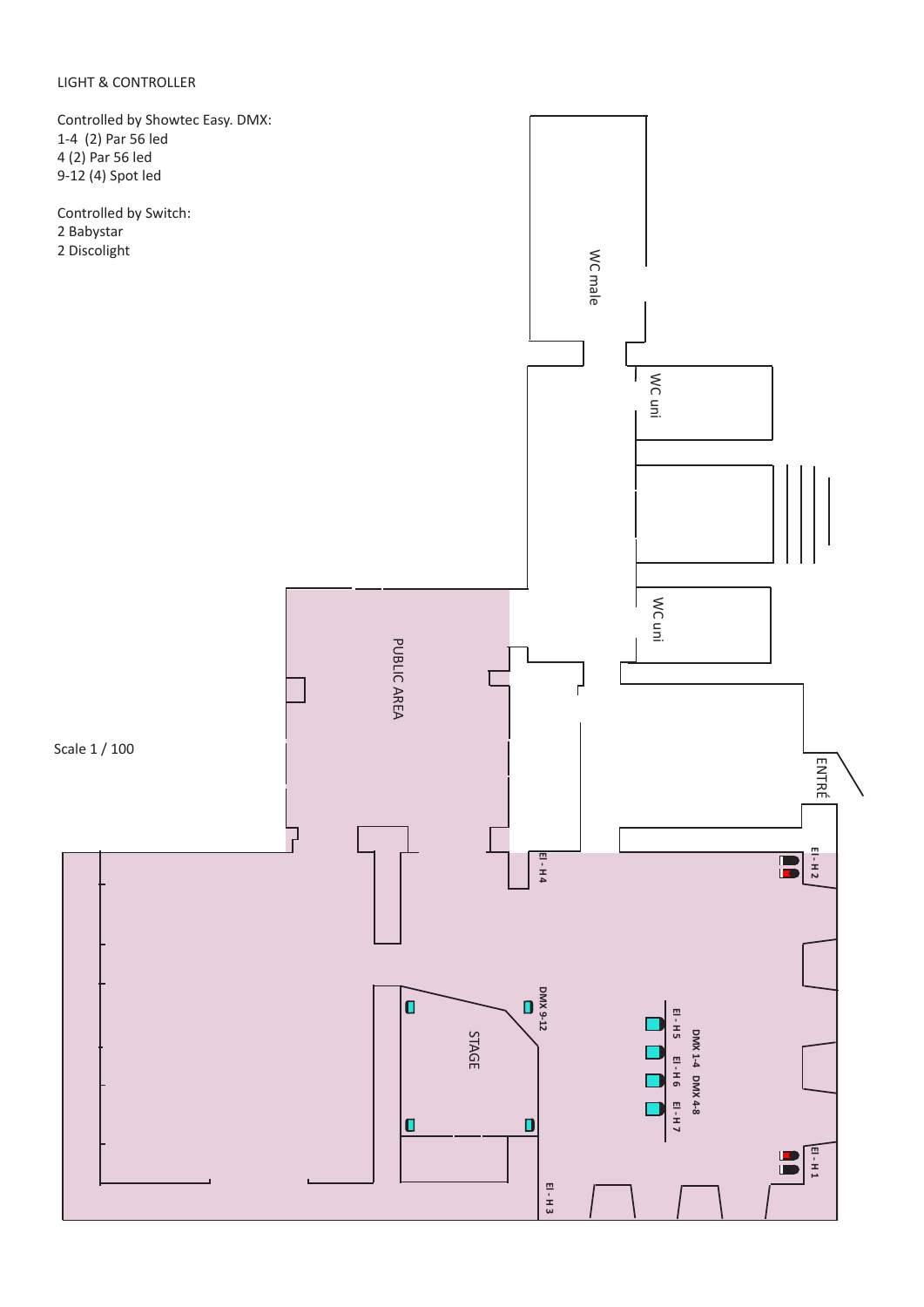LIGHT & CONTROLLER

Controlled by Showtec Easy. DMX:
1-4 (2) Par 56 led
4 (2) Par 56 led
9-12 (4) Spot led

Controlled by Switch:
2 Babystar
2 Discolight

Scale 1 / 100

WC male

WC uni

WC uni

PUBLIC AREA

ENTRÉ

El - H 4

El - H 2

DMX 9-12

STAGE

El - H5 El - H6 El - H7

DMX 1-4 DMX 4-8

El - H 1

El - H 3